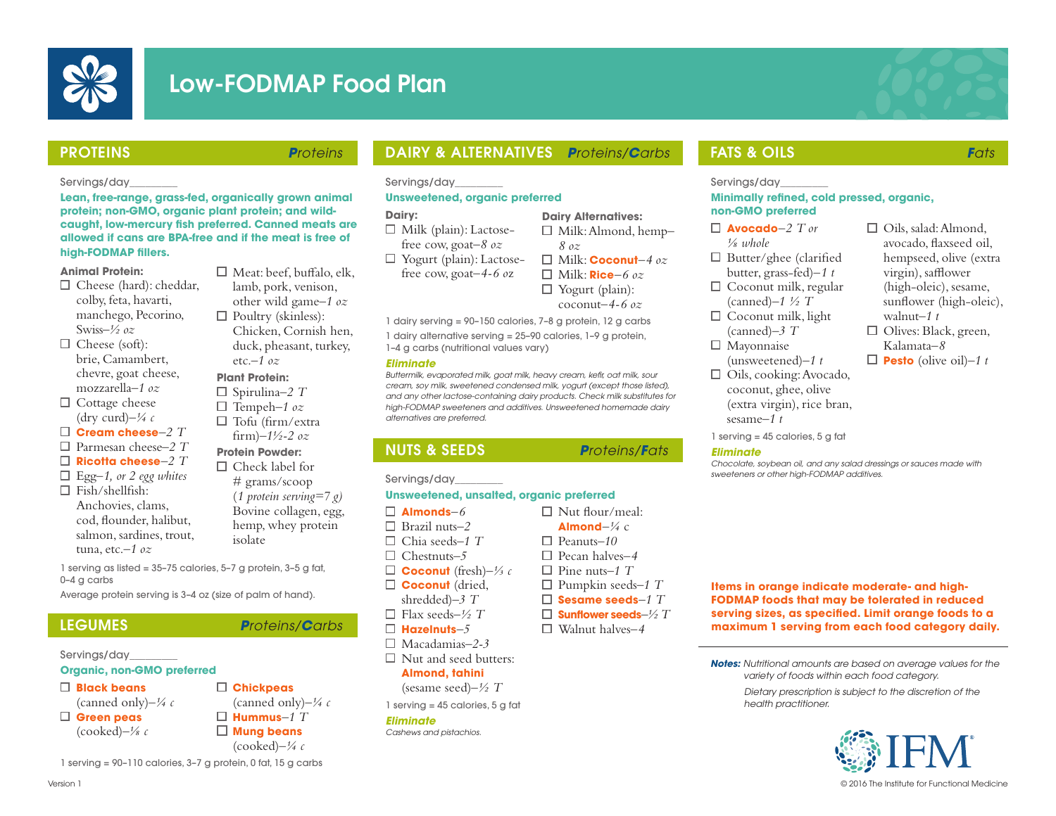# Low-FODMAP Food Plan

## PROTEINS — *Proteins*

Servings/day________

**Lean, free-range, grass-fed, organically grown animal protein; non-GMO, organic plant protein; and wild-caught, low-mercury fish preferred. Canned meats are allowed if cans are BPA-free and if the meat is free of high-FODMAP fillers.**

**Animal Protein:**

- ☐ Cheese (hard): cheddar, colby, feta, havarti, manchego, Pecorino, Swiss–*½ oz*
- ☐ Cheese (soft): brie, Camambert, chevre, goat cheese, mozzarella–*1 oz*
- ☐ Cottage cheese (dry curd)–*¼ c*
- ☐ **Cream cheese**–*2 T*
- ☐ Parmesan cheese–*2 T*
- ☐ **Ricotta cheese**–*2 T*
- ☐ Egg–*1, or 2 egg whites*
- ☐ Fish/shellfish: Anchovies, clams, cod, flounder, halibut, salmon, sardines, trout, tuna, etc.–*1 oz*
- ☐ Meat: beef, buffalo, elk, lamb, pork, venison, other wild game–*1 oz*
- ☐ Poultry (skinless): Chicken, Cornish hen, duck, pheasant, turkey, etc.–*1 oz*

**Plant Protein:**

- ☐ Spirulina–*2 T*
- ☐ Tempeh–*1 oz*
- ☐ Tofu (firm/extra firm)–*1½-2 oz*

**Protein Powder:**

- ☐ Check label for # grams/scoop (*1 protein serving=7 g*) Bovine collagen, egg, hemp, whey protein isolate

1 serving as listed = 35–75 calories, 5–7 g protein, 3–5 g fat, 0–4 g carbs

Average protein serving is 3–4 oz (size of palm of hand).

## LEGUMES — *Proteins/Carbs*

Servings/day________

**Organic, non-GMO preferred**

- ☐ **Black beans** (canned only)–*¼ c*
- ☐ **Green peas** (cooked)–*⅛ c*
- ☐ **Chickpeas** (canned only)–*¼ c*
- ☐ **Hummus**–*1 T*
- ☐ **Mung beans** (cooked)–*¼ c*

1 serving = 90–110 calories, 3–7 g protein, 0 fat, 15 g carbs

## DAIRY & ALTERNATIVES — *Proteins/Carbs*

Servings/day________

**Unsweetened, organic preferred**

**Dairy:**

- ☐ Milk (plain): Lactose-free cow, goat–*8 oz*
- ☐ Yogurt (plain): Lactose-free cow, goat–*4-6 oz*

**Dairy Alternatives:**

- ☐ Milk: Almond, hemp–*8 oz*
- ☐ Milk: **Coconut**–*4 oz*
- ☐ Milk: **Rice**–*6 oz*
- ☐ Yogurt (plain): coconut–*4-6 oz*

1 dairy serving = 90–150 calories, 7–8 g protein, 12 g carbs

1 dairy alternative serving = 25–90 calories, 1–9 g protein, 1–4 g carbs (nutritional values vary)

***Eliminate***

*Buttermilk, evaporated milk, goat milk, heavy cream, kefir, oat milk, sour cream, soy milk, sweetened condensed milk, yogurt (except those listed), and any other lactose-containing dairy products. Check milk substitutes for high-FODMAP sweeteners and additives. Unsweetened homemade dairy alternatives are preferred.*

## NUTS & SEEDS — *Proteins/Fats*

Servings/day________

**Unsweetened, unsalted, organic preferred**

- ☐ **Almonds**–*6*
- ☐ Brazil nuts–*2*
- ☐ Chia seeds–*1 T*
- ☐ Chestnuts–*5*
- ☐ **Coconut** (fresh)–*⅓ c*
- ☐ **Coconut** (dried, shredded)–*3 T*
- ☐ Flax seeds–*½ T*
- ☐ **Hazelnuts**–*5*
- ☐ Macadamias–*2-3*
- ☐ Nut and seed butters: **Almond, tahini** (sesame seed)–*½ T*
- ☐ Nut flour/meal: **Almond**–*¼ c*
- ☐ Peanuts–*10*
- ☐ Pecan halves–*4*
- ☐ Pine nuts–*1 T*
- ☐ Pumpkin seeds–*1 T*
- ☐ **Sesame seeds**–*1 T*
- ☐ **Sunflower seeds**–*½ T*
- ☐ Walnut halves–*4*

1 serving = 45 calories, 5 g fat

***Eliminate***

*Cashews and pistachios.*

## FATS & OILS — *Fats*

Servings/day________

**Minimally refined, cold pressed, organic, non-GMO preferred**

- ☐ **Avocado**–*2 T or ⅛ whole*
- ☐ Butter/ghee (clarified butter, grass-fed)–*1 t*
- ☐ Coconut milk, regular (canned)–*1 ½ T*
- ☐ Coconut milk, light (canned)–*3 T*
- ☐ Mayonnaise (unsweetened)–*1 t*
- ☐ Oils, cooking: Avocado, coconut, ghee, olive (extra virgin), rice bran, sesame–*1 t*
- ☐ Oils, salad: Almond, avocado, flaxseed oil, hempseed, olive (extra virgin), safflower (high-oleic), sesame, sunflower (high-oleic), walnut–*1 t*
- ☐ Olives: Black, green, Kalamata–*8*
- ☐ **Pesto** (olive oil)–*1 t*

1 serving = 45 calories, 5 g fat

***Eliminate***

*Chocolate, soybean oil, and any salad dressings or sauces made with sweeteners or other high-FODMAP additives.*

**Items in orange indicate moderate- and high-FODMAP foods that may be tolerated in reduced serving sizes, as specified. Limit orange foods to a maximum 1 serving from each food category daily.**

***Notes:*** *Nutritional amounts are based on average values for the variety of foods within each food category.*

*Dietary prescription is subject to the discretion of the health practitioner.*

IFM

Version 1

© 2016 The Institute for Functional Medicine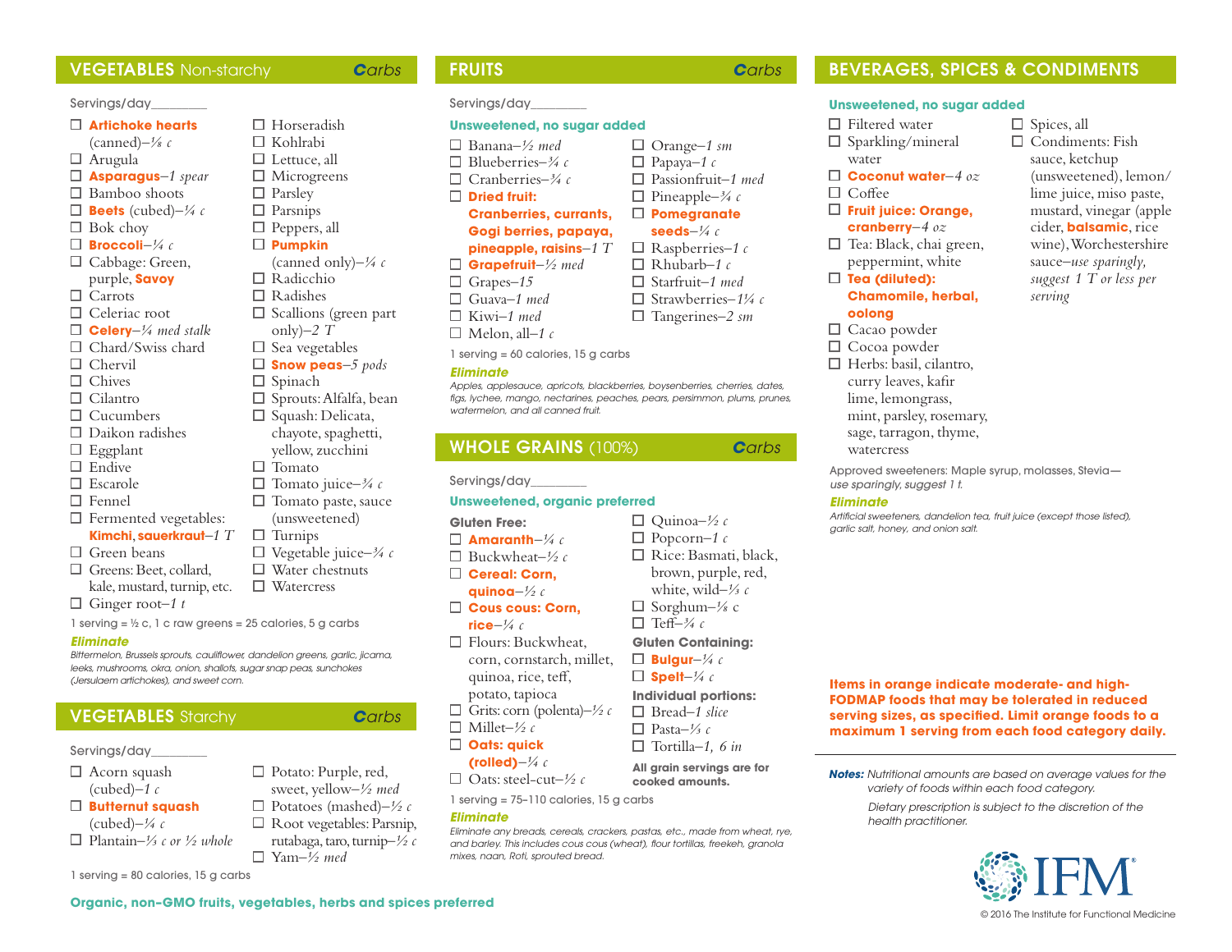## VEGETABLES Non-starchy — Carbs

Servings/day________

- ☐ **Artichoke hearts** (canned)–*⅛ c*
- ☐ Arugula
- ☐ **Asparagus**–*1 spear*
- ☐ Bamboo shoots
- ☐ **Beets** (cubed)–*¼ c*
- ☐ Bok choy
- ☐ **Broccoli**–*¼ c*
- ☐ Cabbage: Green, purple, **Savoy**
- ☐ Carrots
- ☐ Celeriac root
- ☐ **Celery**–*¼ med stalk*
- ☐ Chard/Swiss chard
- ☐ Chervil
- ☐ Chives
- ☐ Cilantro
- ☐ Cucumbers
- ☐ Daikon radishes
- ☐ Eggplant
- ☐ Endive
- ☐ Escarole
- ☐ Fennel
- ☐ Fermented vegetables: **Kimchi**, **sauerkraut**–*1 T*
- ☐ Green beans
- ☐ Greens: Beet, collard, kale, mustard, turnip, etc.
- ☐ Ginger root–*1 t*
- ☐ Horseradish
- ☐ Kohlrabi
- ☐ Lettuce, all
- ☐ Microgreens
- ☐ Parsley
- ☐ Parsnips
- ☐ Peppers, all
- ☐ **Pumpkin** (canned only)–*¼ c*
- ☐ Radicchio
- ☐ Radishes
- ☐ Scallions (green part only)–*2 T*
- ☐ Sea vegetables
- ☐ **Snow peas**–*5 pods*
- ☐ Spinach
- ☐ Sprouts: Alfalfa, bean
- ☐ Squash: Delicata, chayote, spaghetti, yellow, zucchini
- ☐ Tomato
- ☐ Tomato juice–*¾ c*
- ☐ Tomato paste, sauce (unsweetened)
- ☐ Turnips
- ☐ Vegetable juice–*¾ c*
- ☐ Water chestnuts
- ☐ Watercress

1 serving = ½ c, 1 c raw greens = 25 calories, 5 g carbs

***Eliminate***

*Bittermelon, Brussels sprouts, cauliflower, dandelion greens, garlic, jicama, leeks, mushrooms, okra, onion, shallots, sugar snap peas, sunchokes (Jersulaem artichokes), and sweet corn.*

## VEGETABLES Starchy — Carbs

Servings/day________

- ☐ Acorn squash (cubed)–*1 c*
- ☐ **Butternut squash** (cubed)–*¼ c*
- ☐ Plantain–*⅓ c or ½ whole*
- ☐ Potato: Purple, red, sweet, yellow–*½ med*
- ☐ Potatoes (mashed)–*½ c*
- ☐ Root vegetables: Parsnip, rutabaga, taro, turnip–*½ c*
- ☐ Yam–*½ med*

1 serving = 80 calories, 15 g carbs

**Organic, non-GMO fruits, vegetables, herbs and spices preferred**

## FRUITS — Carbs

Servings/day________

**Unsweetened, no sugar added**

- ☐ Banana–*½ med*
- ☐ Blueberries–*¾ c*
- ☐ Cranberries–*¾ c*
- ☐ **Dried fruit: Cranberries, currants, Gogi berries, papaya, pineapple, raisins**–*1 T*
- ☐ **Grapefruit**–*½ med*
- ☐ Grapes–*15*
- ☐ Guava–*1 med*
- ☐ Kiwi–*1 med*
- ☐ Melon, all–*1 c*
- ☐ Orange–*1 sm*
- ☐ Papaya–*1 c*
- ☐ Passionfruit–*1 med*
- ☐ Pineapple–*¾ c*
- ☐ **Pomegranate seeds**–*¼ c*
- ☐ Raspberries–*1 c*
- ☐ Rhubarb–*1 c*
- ☐ Starfruit–*1 med*
- ☐ Strawberries–*1¼ c*
- ☐ Tangerines–*2 sm*

1 serving = 60 calories, 15 g carbs

***Eliminate***

*Apples, applesauce, apricots, blackberries, boysenberries, cherries, dates, figs, lychee, mango, nectarines, peaches, pears, persimmon, plums, prunes, watermelon, and all canned fruit.*

## WHOLE GRAINS (100%) — Carbs

Servings/day________

**Unsweetened, organic preferred**

**Gluten Free:**

- ☐ **Amaranth**–*¼ c*
- ☐ Buckwheat–*½ c*
- ☐ **Cereal: Corn, quinoa**–*½ c*
- ☐ **Cous cous: Corn, rice**–*¼ c*
- ☐ Flours: Buckwheat, corn, cornstarch, millet, quinoa, rice, teff, potato, tapioca
- ☐ Grits: corn (polenta)–*½ c*
- ☐ Millet–*½ c*
- ☐ **Oats: quick (rolled)**–*¼ c*
- ☐ Oats: steel-cut–*½ c*
- ☐ Quinoa–*½ c*
- ☐ Popcorn–*1 c*
- ☐ Rice: Basmati, black, brown, purple, red, white, wild–*⅓ c*
- ☐ Sorghum–⅛ c
- ☐ Teff–*¾ c*

**Gluten Containing:**

- ☐ **Bulgur**–*¼ c*
- ☐ **Spelt**–*¼ c*

**Individual portions:**

- ☐ Bread–*1 slice*
- ☐ Pasta–*⅓ c*
- ☐ Tortilla–*1, 6 in*

**All grain servings are for cooked amounts.**

1 serving = 75–110 calories, 15 g carbs

***Eliminate***

*Eliminate any breads, cereals, crackers, pastas, etc., made from wheat, rye, and barley. This includes cous cous (wheat), flour tortillas, freekeh, granola mixes, naan, Roti, sprouted bread.*

## BEVERAGES, SPICES & CONDIMENTS

**Unsweetened, no sugar added**

- ☐ Filtered water
- ☐ Sparkling/mineral water
- ☐ **Coconut water**–*4 oz*
- ☐ Coffee
- ☐ **Fruit juice: Orange, cranberry**–*4 oz*
- ☐ Tea: Black, chai green, peppermint, white
- ☐ **Tea (diluted): Chamomile, herbal, oolong**
- ☐ Cacao powder
- ☐ Cocoa powder
- ☐ Herbs: basil, cilantro, curry leaves, kafir lime, lemongrass, mint, parsley, rosemary, sage, tarragon, thyme, watercress
- ☐ Spices, all
- ☐ Condiments: Fish sauce, ketchup (unsweetened), lemon/lime juice, miso paste, mustard, vinegar (apple cider, **balsamic**, rice wine), Worchestershire sauce–*use sparingly, suggest 1 T or less per serving*

Approved sweeteners: Maple syrup, molasses, Stevia—*use sparingly, suggest 1 t.*

***Eliminate***

*Artificial sweeteners, dandelion tea, fruit juice (except those listed), garlic salt, honey, and onion salt.*

**Items in orange indicate moderate- and high-FODMAP foods that may be tolerated in reduced serving sizes, as specified. Limit orange foods to a maximum 1 serving from each food category daily.**

***Notes:*** *Nutritional amounts are based on average values for the variety of foods within each food category.*

*Dietary prescription is subject to the discretion of the health practitioner.*

IFM®

© 2016 The Institute for Functional Medicine